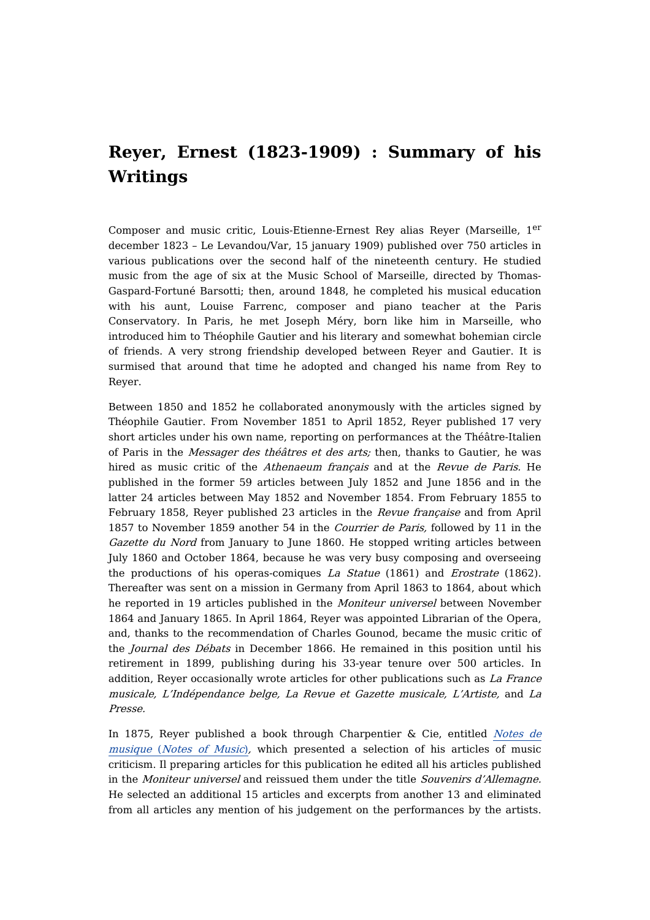# Reyer, Ernest (1823-1909) : Summary of his Writings

Composer and music critic, Louis-Etienne-Ernest Rey alias Reyer (Marseille, 1[er] december 1823 – Le Levandou/Var, 15 january 1909) published over 750 articles in various publications over the second half of the nineteenth century. He studied music from the age of six at the Music School of Marseille, directed by Thomas-Gaspard-Fortuné Barsotti; then, around 1848, he completed his musical education with his aunt, Louise Farrenc, composer and piano teacher at the Paris Conservatory. In Paris, he met Joseph Méry, born like him in Marseille, who introduced him to Théophile Gautier and his literary and somewhat bohemian circle of friends. A very strong friendship developed between Reyer and Gautier. It is surmised that around that time he adopted and changed his name from Rey to Reyer.

Between 1850 and 1852 he collaborated anonymously with the articles signed by Théophile Gautier. From November 1851 to April 1852, Reyer published 17 very short articles under his own name, reporting on performances at the Théâtre-Italien of Paris in the *Messager des théâtres et des arts;* then, thanks to Gautier, he was hired as music critic of the *Athenaeum français* and at the *Revue de Paris.* He published in the former 59 articles between July 1852 and June 1856 and in the latter 24 articles between May 1852 and November 1854. From February 1855 to February 1858, Reyer published 23 articles in the *Revue française* and from April 1857 to November 1859 another 54 in the *Courrier de Paris,* followed by 11 in the *Gazette du Nord* from January to June 1860. He stopped writing articles between July 1860 and October 1864, because he was very busy composing and overseeing the productions of his operas-comiques *La Statue* (1861) and *Erostrate* (1862). Thereafter was sent on a mission in Germany from April 1863 to 1864, about which he reported in 19 articles published in the *Moniteur universel* between November 1864 and January 1865. In April 1864, Reyer was appointed Librarian of the Opera, and, thanks to the recommendation of Charles Gounod, became the music critic of the *Journal des Débats* in December 1866. He remained in this position until his retirement in 1899, publishing during his 33-year tenure over 500 articles. In addition, Reyer occasionally wrote articles for other publications such as *La France musicale, L'Indépendance belge, La Revue et Gazette musicale, L'Artiste,* and *La Presse.*

In 1875, Reyer published a book through Charpentier & Cie, entitled *Notes de musique* (*Notes of Music*), which presented a selection of his articles of music criticism. Il preparing articles for this publication he edited all his articles published in the *Moniteur universel* and reissued them under the title *Souvenirs d'Allemagne.* He selected an additional 15 articles and excerpts from another 13 and eliminated from all articles any mention of his judgement on the performances by the artists.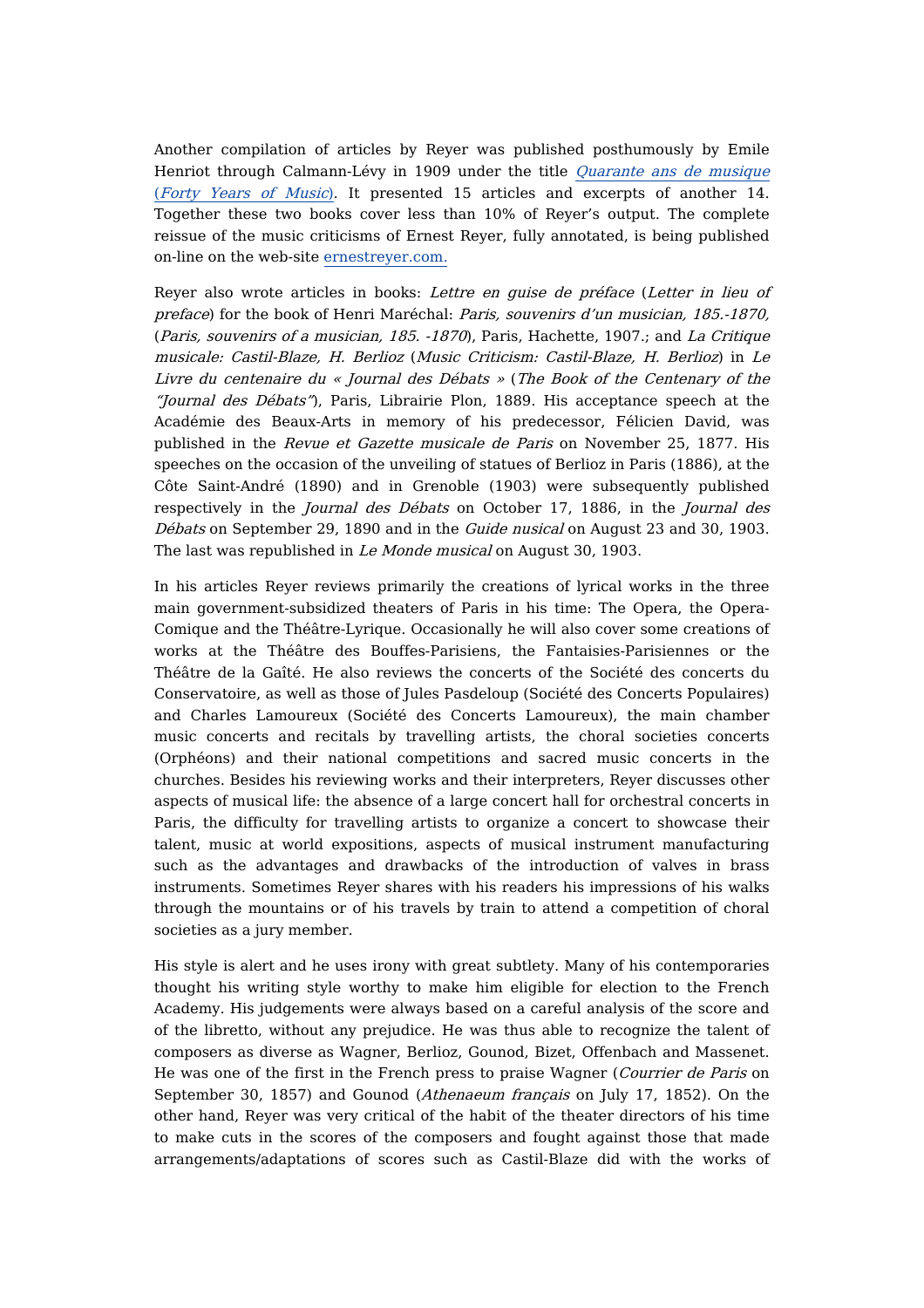Another compilation of articles by Reyer was published posthumously by Emile Henriot through Calmann-Lévy in 1909 under the title *Quarante ans de musique* (*Forty Years of Music*). It presented 15 articles and excerpts of another 14. Together these two books cover less than 10% of Reyer's output. The complete reissue of the music criticisms of Ernest Reyer, fully annotated, is being published on-line on the web-site ernestreyer.com.

Reyer also wrote articles in books: *Lettre en guise de préface* (*Letter in lieu of preface*) for the book of Henri Maréchal: *Paris, souvenirs d'un musician, 185.-1870,* (*Paris, souvenirs of a musician, 185. -1870*), Paris, Hachette, 1907.; and *La Critique musicale: Castil-Blaze, H. Berlioz* (*Music Criticism: Castil-Blaze, H. Berlioz*) in *Le Livre du centenaire du « Journal des Débats »* (*The Book of the Centenary of the "Journal des Débats"*), Paris, Librairie Plon, 1889. His acceptance speech at the Académie des Beaux-Arts in memory of his predecessor, Félicien David, was published in the *Revue et Gazette musicale de Paris* on November 25, 1877. His speeches on the occasion of the unveiling of statues of Berlioz in Paris (1886), at the Côte Saint-André (1890) and in Grenoble (1903) were subsequently published respectively in the *Journal des Débats* on October 17, 1886, in the *Journal des Débats* on September 29, 1890 and in the *Guide nusical* on August 23 and 30, 1903. The last was republished in *Le Monde musical* on August 30, 1903.

In his articles Reyer reviews primarily the creations of lyrical works in the three main government-subsidized theaters of Paris in his time: The Opera, the Opera-Comique and the Théâtre-Lyrique. Occasionally he will also cover some creations of works at the Théâtre des Bouffes-Parisiens, the Fantaisies-Parisiennes or the Théâtre de la Gaîté. He also reviews the concerts of the Société des concerts du Conservatoire, as well as those of Jules Pasdeloup (Société des Concerts Populaires) and Charles Lamoureux (Société des Concerts Lamoureux), the main chamber music concerts and recitals by travelling artists, the choral societies concerts (Orphéons) and their national competitions and sacred music concerts in the churches. Besides his reviewing works and their interpreters, Reyer discusses other aspects of musical life: the absence of a large concert hall for orchestral concerts in Paris, the difficulty for travelling artists to organize a concert to showcase their talent, music at world expositions, aspects of musical instrument manufacturing such as the advantages and drawbacks of the introduction of valves in brass instruments. Sometimes Reyer shares with his readers his impressions of his walks through the mountains or of his travels by train to attend a competition of choral societies as a jury member.

His style is alert and he uses irony with great subtlety. Many of his contemporaries thought his writing style worthy to make him eligible for election to the French Academy. His judgements were always based on a careful analysis of the score and of the libretto, without any prejudice. He was thus able to recognize the talent of composers as diverse as Wagner, Berlioz, Gounod, Bizet, Offenbach and Massenet. He was one of the first in the French press to praise Wagner (*Courrier de Paris* on September 30, 1857) and Gounod (*Athenaeum français* on July 17, 1852). On the other hand, Reyer was very critical of the habit of the theater directors of his time to make cuts in the scores of the composers and fought against those that made arrangements/adaptations of scores such as Castil-Blaze did with the works of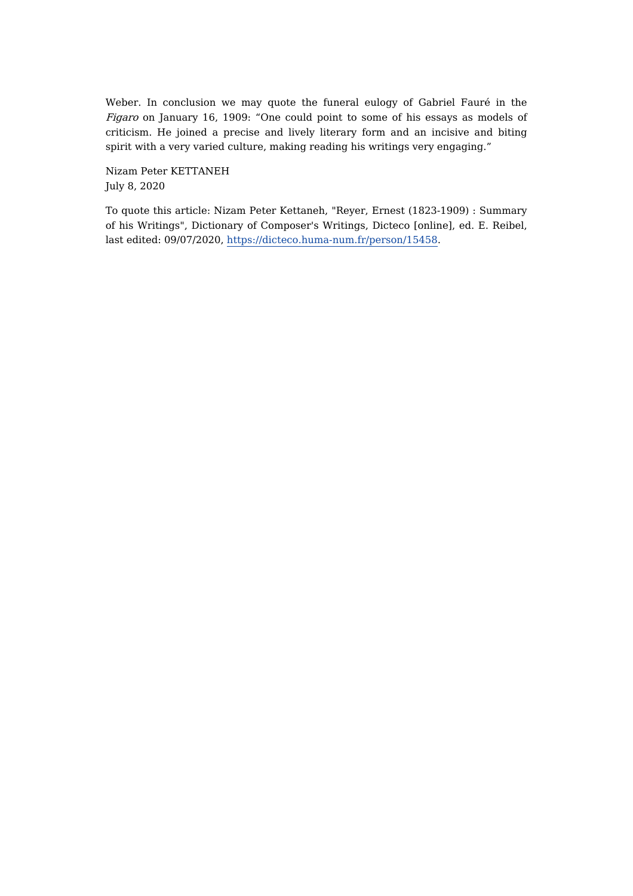Weber. In conclusion we may quote the funeral eulogy of Gabriel Fauré in the *Figaro* on January 16, 1909: “One could point to some of his essays as models of criticism. He joined a precise and lively literary form and an incisive and biting spirit with a very varied culture, making reading his writings very engaging.”

Nizam Peter KETTANEH  
July 8, 2020

To quote this article: Nizam Peter Kettaneh, "Reyer, Ernest (1823-1909) : Summary of his Writings", Dictionary of Composer's Writings, Dicteco [online], ed. E. Reibel, last edited: 09/07/2020, https://dicteco.huma-num.fr/person/15458.